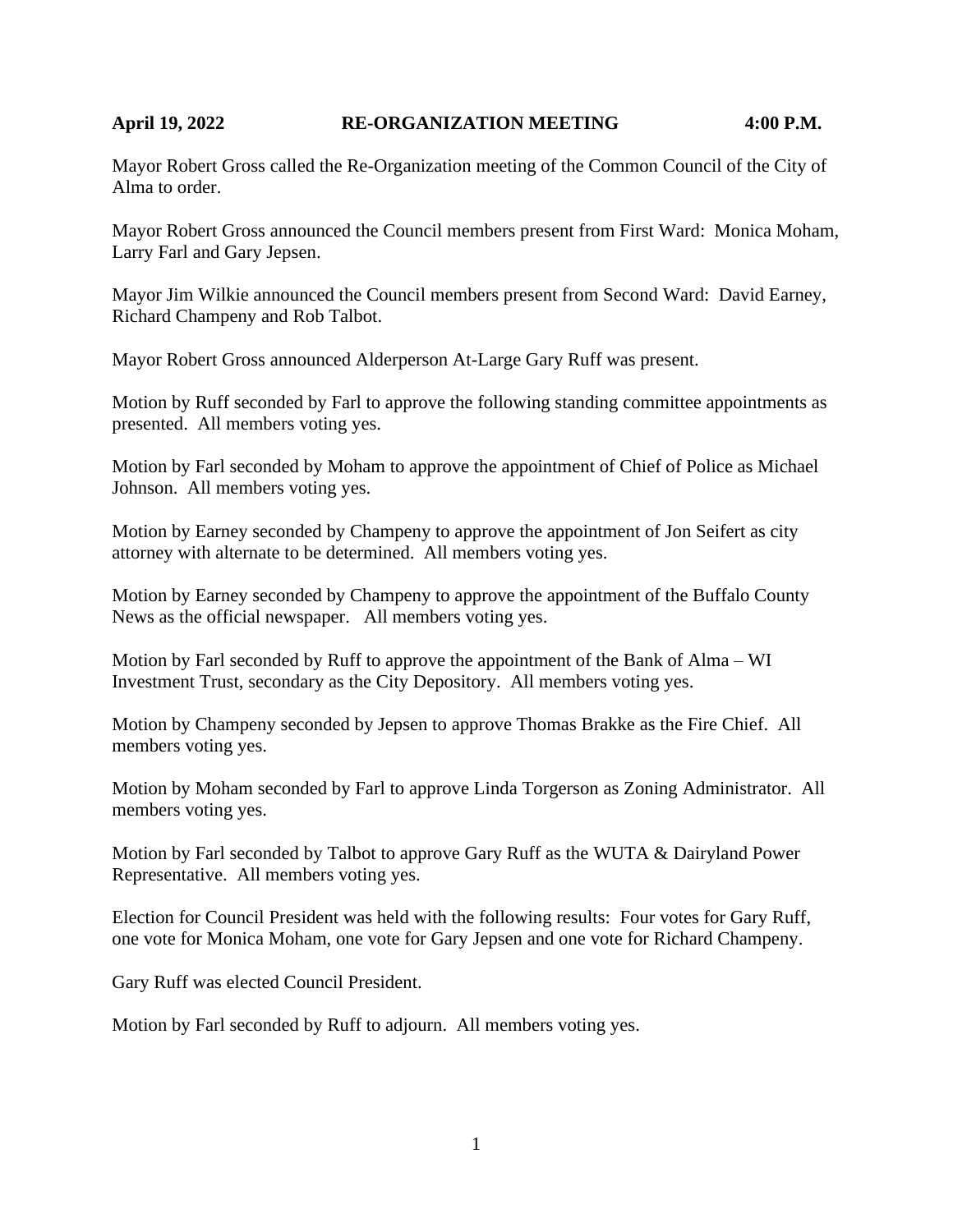**April 19, 2022 RE-ORGANIZATION MEETING 4:00 P.M.**

Mayor Robert Gross called the Re-Organization meeting of the Common Council of the City of Alma to order.

Mayor Robert Gross announced the Council members present from First Ward: Monica Moham, Larry Farl and Gary Jepsen.

Mayor Jim Wilkie announced the Council members present from Second Ward: David Earney, Richard Champeny and Rob Talbot.

Mayor Robert Gross announced Alderperson At-Large Gary Ruff was present.

Motion by Ruff seconded by Farl to approve the following standing committee appointments as presented. All members voting yes.

Motion by Farl seconded by Moham to approve the appointment of Chief of Police as Michael Johnson. All members voting yes.

Motion by Earney seconded by Champeny to approve the appointment of Jon Seifert as city attorney with alternate to be determined. All members voting yes.

Motion by Earney seconded by Champeny to approve the appointment of the Buffalo County News as the official newspaper. All members voting yes.

Motion by Farl seconded by Ruff to approve the appointment of the Bank of Alma – WI Investment Trust, secondary as the City Depository. All members voting yes.

Motion by Champeny seconded by Jepsen to approve Thomas Brakke as the Fire Chief. All members voting yes.

Motion by Moham seconded by Farl to approve Linda Torgerson as Zoning Administrator. All members voting yes.

Motion by Farl seconded by Talbot to approve Gary Ruff as the WUTA & Dairyland Power Representative. All members voting yes.

Election for Council President was held with the following results: Four votes for Gary Ruff, one vote for Monica Moham, one vote for Gary Jepsen and one vote for Richard Champeny.

Gary Ruff was elected Council President.

Motion by Farl seconded by Ruff to adjourn. All members voting yes.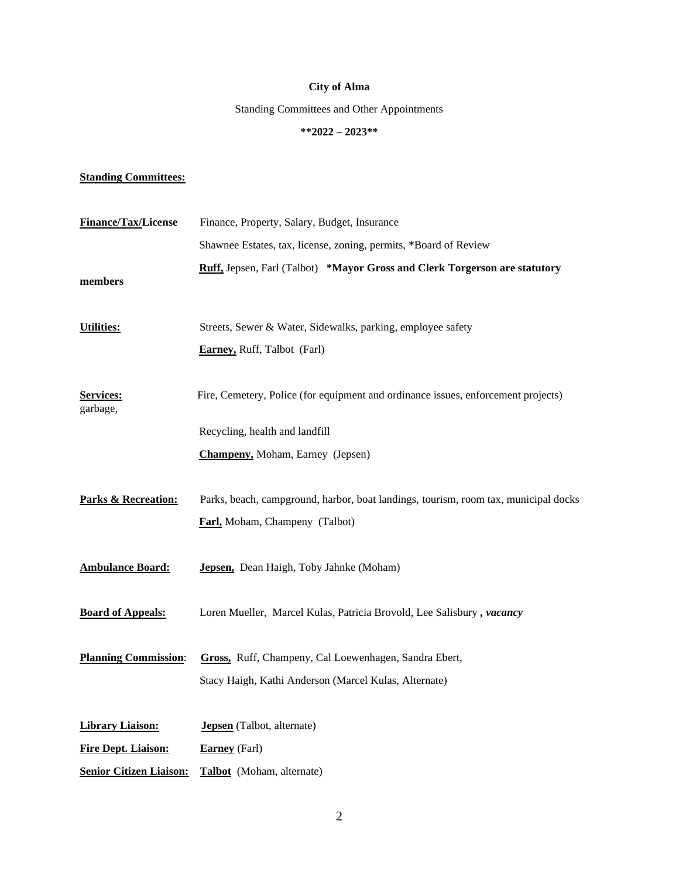**City of Alma**

Standing Committees and Other Appointments

**\*\*2022 – 2023\*\***

**Standing Committees:**

**Finance/Tax/License** Finance, Property, Salary, Budget, Insurance
Shawnee Estates, tax, license, zoning, permits, **\***Board of Review
**Ruff,** Jepsen, Farl (Talbot) **\*Mayor Gross and Clerk Torgerson are statutory members**

**Utilities:** Streets, Sewer & Water, Sidewalks, parking, employee safety
**Earney,** Ruff, Talbot (Farl)

**Services:** Fire, Cemetery, Police (for equipment and ordinance issues, enforcement projects) garbage,
Recycling, health and landfill
**Champeny,** Moham, Earney (Jepsen)

**Parks & Recreation:** Parks, beach, campground, harbor, boat landings, tourism, room tax, municipal docks
**Farl,** Moham, Champeny (Talbot)

**Ambulance Board:** **Jepsen,** Dean Haigh, Toby Jahnke (Moham)

**Board of Appeals:** Loren Mueller, Marcel Kulas, Patricia Brovold, Lee Salisbury **, *vacancy***

**Planning Commission**: **Gross,** Ruff, Champeny, Cal Loewenhagen, Sandra Ebert, Stacy Haigh, Kathi Anderson (Marcel Kulas, Alternate)

**Library Liaison:** **Jepsen** (Talbot, alternate)

**Fire Dept. Liaison:** **Earney** (Farl)

**Senior Citizen Liaison:** **Talbot** (Moham, alternate)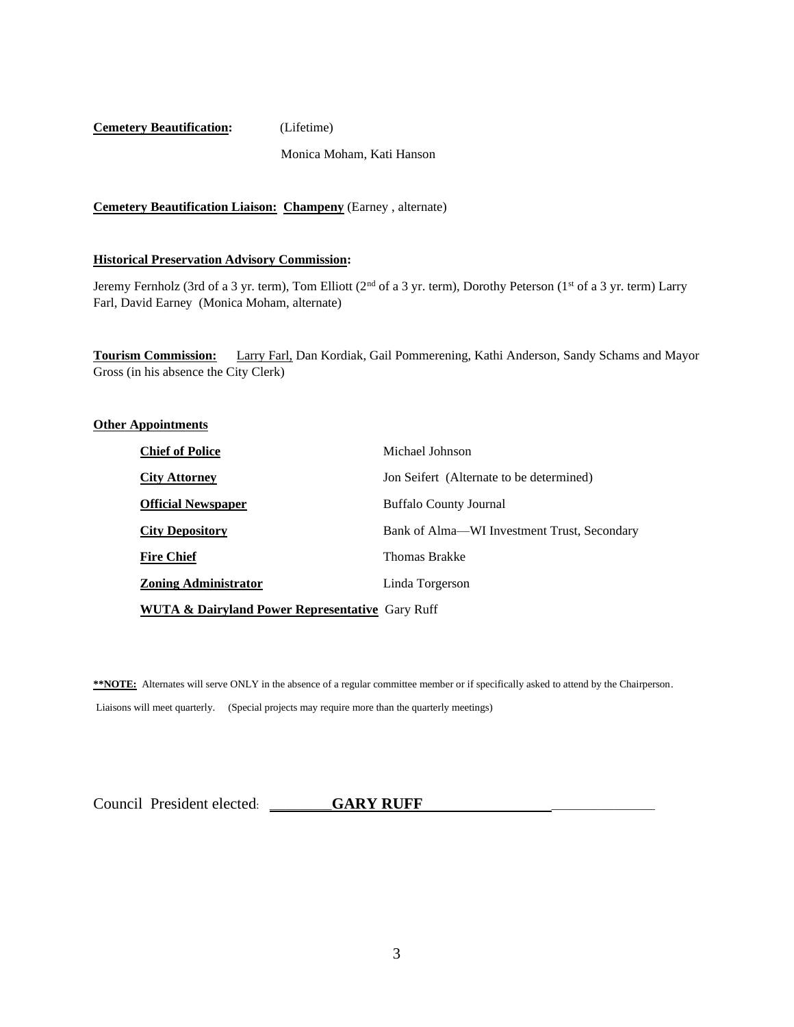**Cemetery Beautification:** (Lifetime)

Monica Moham, Kati Hanson

**Cemetery Beautification Liaison: Champeny** (Earney , alternate)

**Historical Preservation Advisory Commission:**

Jeremy Fernholz (3rd of a 3 yr. term), Tom Elliott (2nd of a 3 yr. term), Dorothy Peterson (1st of a 3 yr. term) Larry Farl, David Earney (Monica Moham, alternate)

**Tourism Commission:** Larry Farl, Dan Kordiak, Gail Pommerening, Kathi Anderson, Sandy Schams and Mayor Gross (in his absence the City Clerk)

**Other Appointments**

| | |
|---|---|
| **Chief of Police** | Michael Johnson |
| **City Attorney** | Jon Seifert (Alternate to be determined) |
| **Official Newspaper** | Buffalo County Journal |
| **City Depository** | Bank of Alma—WI Investment Trust, Secondary |
| **Fire Chief** | Thomas Brakke |
| **Zoning Administrator** | Linda Torgerson |
| **WUTA & Dairyland Power Representative** | Gary Ruff |

**\*\*NOTE:** Alternates will serve ONLY in the absence of a regular committee member or if specifically asked to attend by the Chairperson.

Liaisons will meet quarterly. (Special projects may require more than the quarterly meetings)

Council President elected: **GARY RUFF**